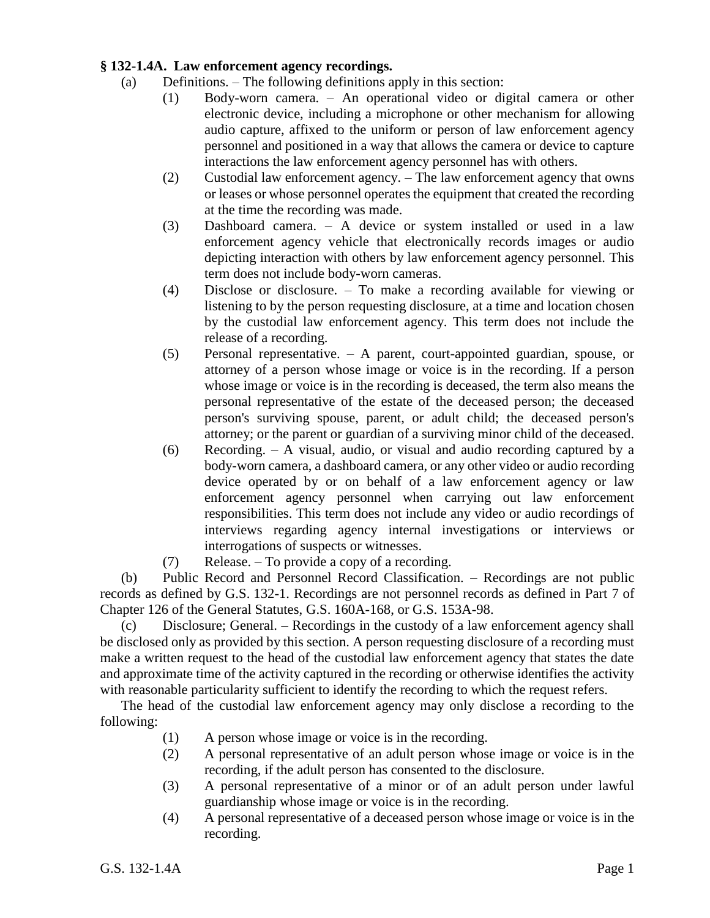**§ 132-1.4A. Law enforcement agency recordings.**

(a) Definitions. – The following definitions apply in this section:

(1) Body-worn camera. – An operational video or digital camera or other electronic device, including a microphone or other mechanism for allowing audio capture, affixed to the uniform or person of law enforcement agency personnel and positioned in a way that allows the camera or device to capture interactions the law enforcement agency personnel has with others.

(2) Custodial law enforcement agency. – The law enforcement agency that owns or leases or whose personnel operates the equipment that created the recording at the time the recording was made.

(3) Dashboard camera. – A device or system installed or used in a law enforcement agency vehicle that electronically records images or audio depicting interaction with others by law enforcement agency personnel. This term does not include body-worn cameras.

(4) Disclose or disclosure. – To make a recording available for viewing or listening to by the person requesting disclosure, at a time and location chosen by the custodial law enforcement agency. This term does not include the release of a recording.

(5) Personal representative. – A parent, court-appointed guardian, spouse, or attorney of a person whose image or voice is in the recording. If a person whose image or voice is in the recording is deceased, the term also means the personal representative of the estate of the deceased person; the deceased person's surviving spouse, parent, or adult child; the deceased person's attorney; or the parent or guardian of a surviving minor child of the deceased.

(6) Recording. – A visual, audio, or visual and audio recording captured by a body-worn camera, a dashboard camera, or any other video or audio recording device operated by or on behalf of a law enforcement agency or law enforcement agency personnel when carrying out law enforcement responsibilities. This term does not include any video or audio recordings of interviews regarding agency internal investigations or interviews or interrogations of suspects or witnesses.

(7) Release. – To provide a copy of a recording.

(b) Public Record and Personnel Record Classification. – Recordings are not public records as defined by G.S. 132-1. Recordings are not personnel records as defined in Part 7 of Chapter 126 of the General Statutes, G.S. 160A-168, or G.S. 153A-98.

(c) Disclosure; General. – Recordings in the custody of a law enforcement agency shall be disclosed only as provided by this section. A person requesting disclosure of a recording must make a written request to the head of the custodial law enforcement agency that states the date and approximate time of the activity captured in the recording or otherwise identifies the activity with reasonable particularity sufficient to identify the recording to which the request refers.

The head of the custodial law enforcement agency may only disclose a recording to the following:

(1) A person whose image or voice is in the recording.

(2) A personal representative of an adult person whose image or voice is in the recording, if the adult person has consented to the disclosure.

(3) A personal representative of a minor or of an adult person under lawful guardianship whose image or voice is in the recording.

(4) A personal representative of a deceased person whose image or voice is in the recording.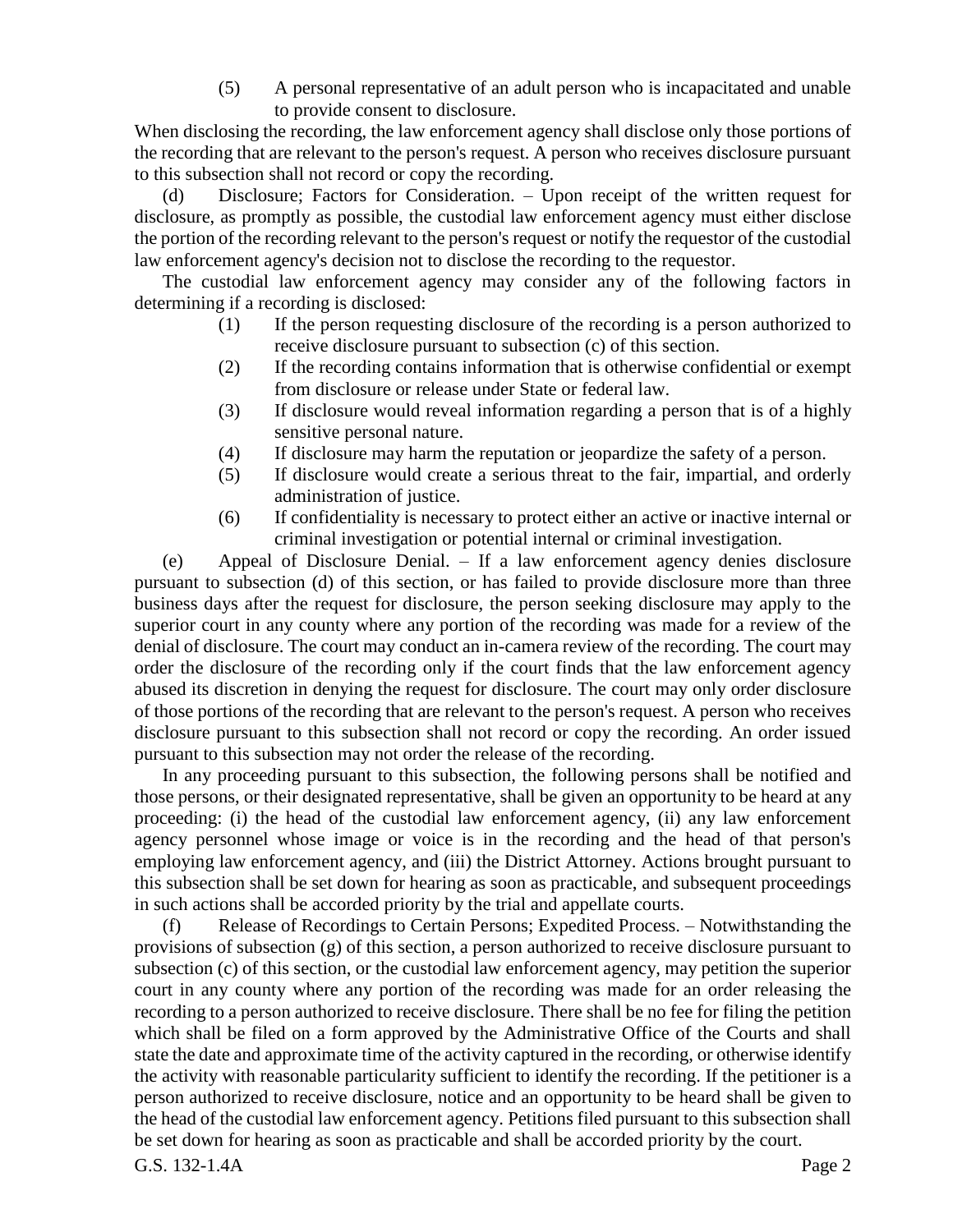(5) A personal representative of an adult person who is incapacitated and unable to provide consent to disclosure.

When disclosing the recording, the law enforcement agency shall disclose only those portions of the recording that are relevant to the person's request. A person who receives disclosure pursuant to this subsection shall not record or copy the recording.

(d) Disclosure; Factors for Consideration. – Upon receipt of the written request for disclosure, as promptly as possible, the custodial law enforcement agency must either disclose the portion of the recording relevant to the person's request or notify the requestor of the custodial law enforcement agency's decision not to disclose the recording to the requestor.

The custodial law enforcement agency may consider any of the following factors in determining if a recording is disclosed:

(1) If the person requesting disclosure of the recording is a person authorized to receive disclosure pursuant to subsection (c) of this section.

(2) If the recording contains information that is otherwise confidential or exempt from disclosure or release under State or federal law.

(3) If disclosure would reveal information regarding a person that is of a highly sensitive personal nature.

(4) If disclosure may harm the reputation or jeopardize the safety of a person.

(5) If disclosure would create a serious threat to the fair, impartial, and orderly administration of justice.

(6) If confidentiality is necessary to protect either an active or inactive internal or criminal investigation or potential internal or criminal investigation.

(e) Appeal of Disclosure Denial. – If a law enforcement agency denies disclosure pursuant to subsection (d) of this section, or has failed to provide disclosure more than three business days after the request for disclosure, the person seeking disclosure may apply to the superior court in any county where any portion of the recording was made for a review of the denial of disclosure. The court may conduct an in-camera review of the recording. The court may order the disclosure of the recording only if the court finds that the law enforcement agency abused its discretion in denying the request for disclosure. The court may only order disclosure of those portions of the recording that are relevant to the person's request. A person who receives disclosure pursuant to this subsection shall not record or copy the recording. An order issued pursuant to this subsection may not order the release of the recording.

In any proceeding pursuant to this subsection, the following persons shall be notified and those persons, or their designated representative, shall be given an opportunity to be heard at any proceeding: (i) the head of the custodial law enforcement agency, (ii) any law enforcement agency personnel whose image or voice is in the recording and the head of that person's employing law enforcement agency, and (iii) the District Attorney. Actions brought pursuant to this subsection shall be set down for hearing as soon as practicable, and subsequent proceedings in such actions shall be accorded priority by the trial and appellate courts.

(f) Release of Recordings to Certain Persons; Expedited Process. – Notwithstanding the provisions of subsection (g) of this section, a person authorized to receive disclosure pursuant to subsection (c) of this section, or the custodial law enforcement agency, may petition the superior court in any county where any portion of the recording was made for an order releasing the recording to a person authorized to receive disclosure. There shall be no fee for filing the petition which shall be filed on a form approved by the Administrative Office of the Courts and shall state the date and approximate time of the activity captured in the recording, or otherwise identify the activity with reasonable particularity sufficient to identify the recording. If the petitioner is a person authorized to receive disclosure, notice and an opportunity to be heard shall be given to the head of the custodial law enforcement agency. Petitions filed pursuant to this subsection shall be set down for hearing as soon as practicable and shall be accorded priority by the court.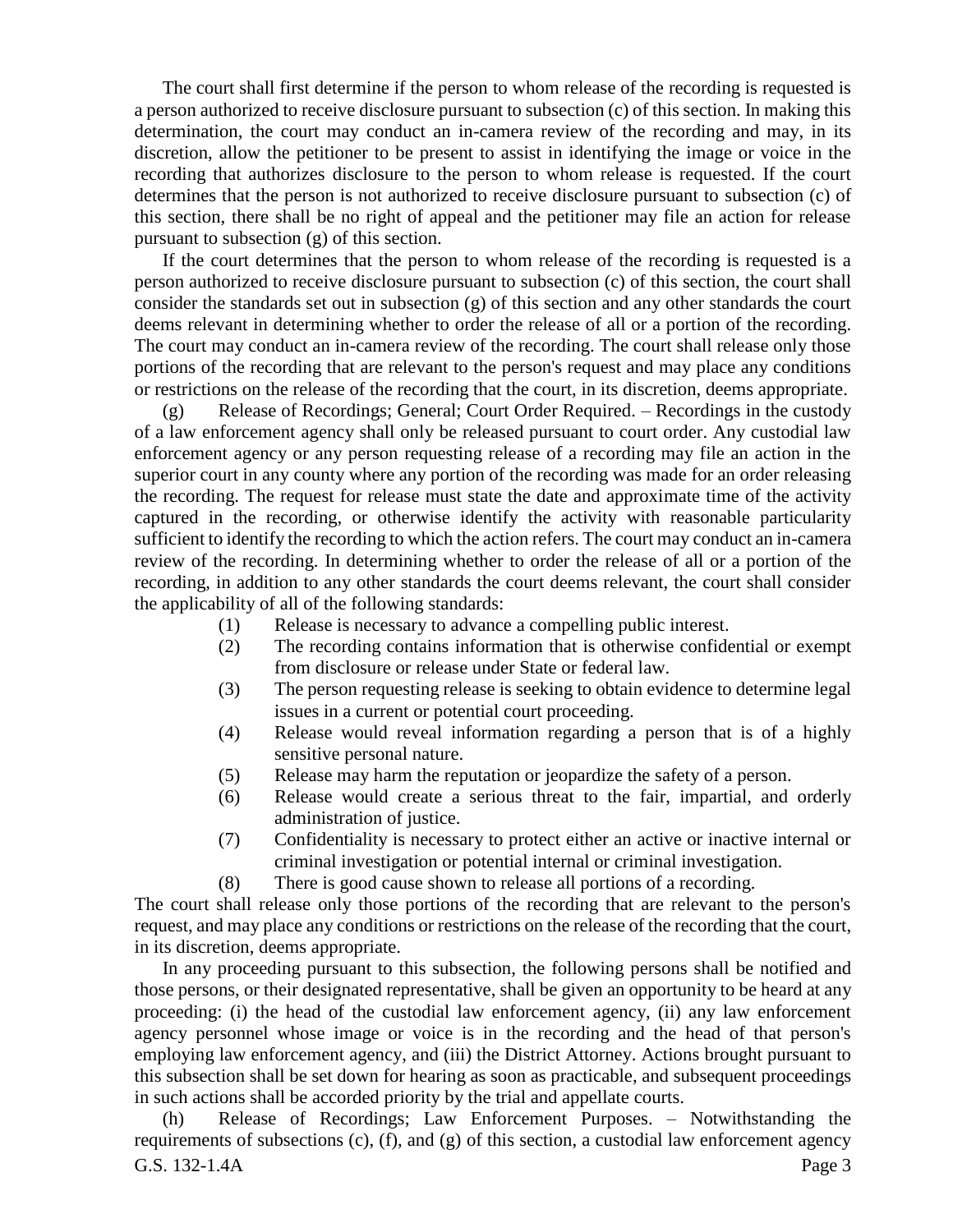The court shall first determine if the person to whom release of the recording is requested is a person authorized to receive disclosure pursuant to subsection (c) of this section. In making this determination, the court may conduct an in-camera review of the recording and may, in its discretion, allow the petitioner to be present to assist in identifying the image or voice in the recording that authorizes disclosure to the person to whom release is requested. If the court determines that the person is not authorized to receive disclosure pursuant to subsection (c) of this section, there shall be no right of appeal and the petitioner may file an action for release pursuant to subsection (g) of this section.

If the court determines that the person to whom release of the recording is requested is a person authorized to receive disclosure pursuant to subsection (c) of this section, the court shall consider the standards set out in subsection (g) of this section and any other standards the court deems relevant in determining whether to order the release of all or a portion of the recording. The court may conduct an in-camera review of the recording. The court shall release only those portions of the recording that are relevant to the person's request and may place any conditions or restrictions on the release of the recording that the court, in its discretion, deems appropriate.

(g) Release of Recordings; General; Court Order Required. – Recordings in the custody of a law enforcement agency shall only be released pursuant to court order. Any custodial law enforcement agency or any person requesting release of a recording may file an action in the superior court in any county where any portion of the recording was made for an order releasing the recording. The request for release must state the date and approximate time of the activity captured in the recording, or otherwise identify the activity with reasonable particularity sufficient to identify the recording to which the action refers. The court may conduct an in-camera review of the recording. In determining whether to order the release of all or a portion of the recording, in addition to any other standards the court deems relevant, the court shall consider the applicability of all of the following standards:

(1) Release is necessary to advance a compelling public interest.
(2) The recording contains information that is otherwise confidential or exempt from disclosure or release under State or federal law.
(3) The person requesting release is seeking to obtain evidence to determine legal issues in a current or potential court proceeding.
(4) Release would reveal information regarding a person that is of a highly sensitive personal nature.
(5) Release may harm the reputation or jeopardize the safety of a person.
(6) Release would create a serious threat to the fair, impartial, and orderly administration of justice.
(7) Confidentiality is necessary to protect either an active or inactive internal or criminal investigation or potential internal or criminal investigation.
(8) There is good cause shown to release all portions of a recording.

The court shall release only those portions of the recording that are relevant to the person's request, and may place any conditions or restrictions on the release of the recording that the court, in its discretion, deems appropriate.

In any proceeding pursuant to this subsection, the following persons shall be notified and those persons, or their designated representative, shall be given an opportunity to be heard at any proceeding: (i) the head of the custodial law enforcement agency, (ii) any law enforcement agency personnel whose image or voice is in the recording and the head of that person's employing law enforcement agency, and (iii) the District Attorney. Actions brought pursuant to this subsection shall be set down for hearing as soon as practicable, and subsequent proceedings in such actions shall be accorded priority by the trial and appellate courts.

(h) Release of Recordings; Law Enforcement Purposes. – Notwithstanding the requirements of subsections (c), (f), and (g) of this section, a custodial law enforcement agency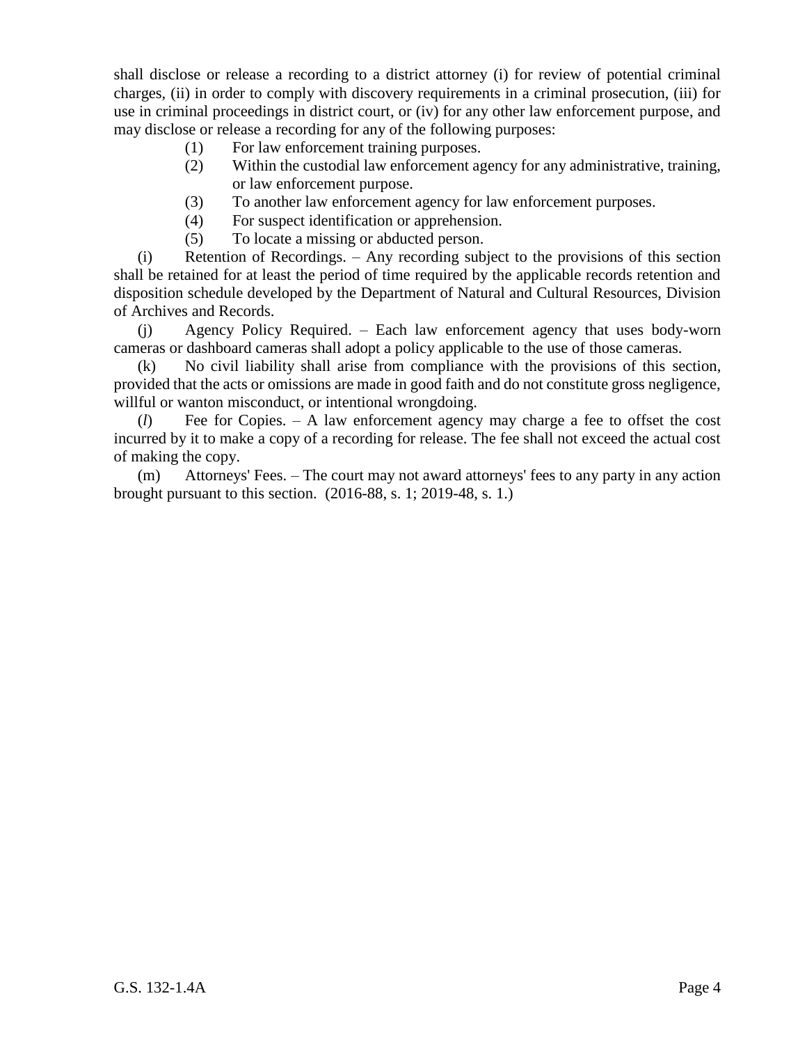shall disclose or release a recording to a district attorney (i) for review of potential criminal charges, (ii) in order to comply with discovery requirements in a criminal prosecution, (iii) for use in criminal proceedings in district court, or (iv) for any other law enforcement purpose, and may disclose or release a recording for any of the following purposes:

(1) For law enforcement training purposes.

(2) Within the custodial law enforcement agency for any administrative, training, or law enforcement purpose.

(3) To another law enforcement agency for law enforcement purposes.

(4) For suspect identification or apprehension.

(5) To locate a missing or abducted person.

(i) Retention of Recordings. – Any recording subject to the provisions of this section shall be retained for at least the period of time required by the applicable records retention and disposition schedule developed by the Department of Natural and Cultural Resources, Division of Archives and Records.

(j) Agency Policy Required. – Each law enforcement agency that uses body-worn cameras or dashboard cameras shall adopt a policy applicable to the use of those cameras.

(k) No civil liability shall arise from compliance with the provisions of this section, provided that the acts or omissions are made in good faith and do not constitute gross negligence, willful or wanton misconduct, or intentional wrongdoing.

(*l*) Fee for Copies. – A law enforcement agency may charge a fee to offset the cost incurred by it to make a copy of a recording for release. The fee shall not exceed the actual cost of making the copy.

(m) Attorneys' Fees. – The court may not award attorneys' fees to any party in any action brought pursuant to this section. (2016-88, s. 1; 2019-48, s. 1.)